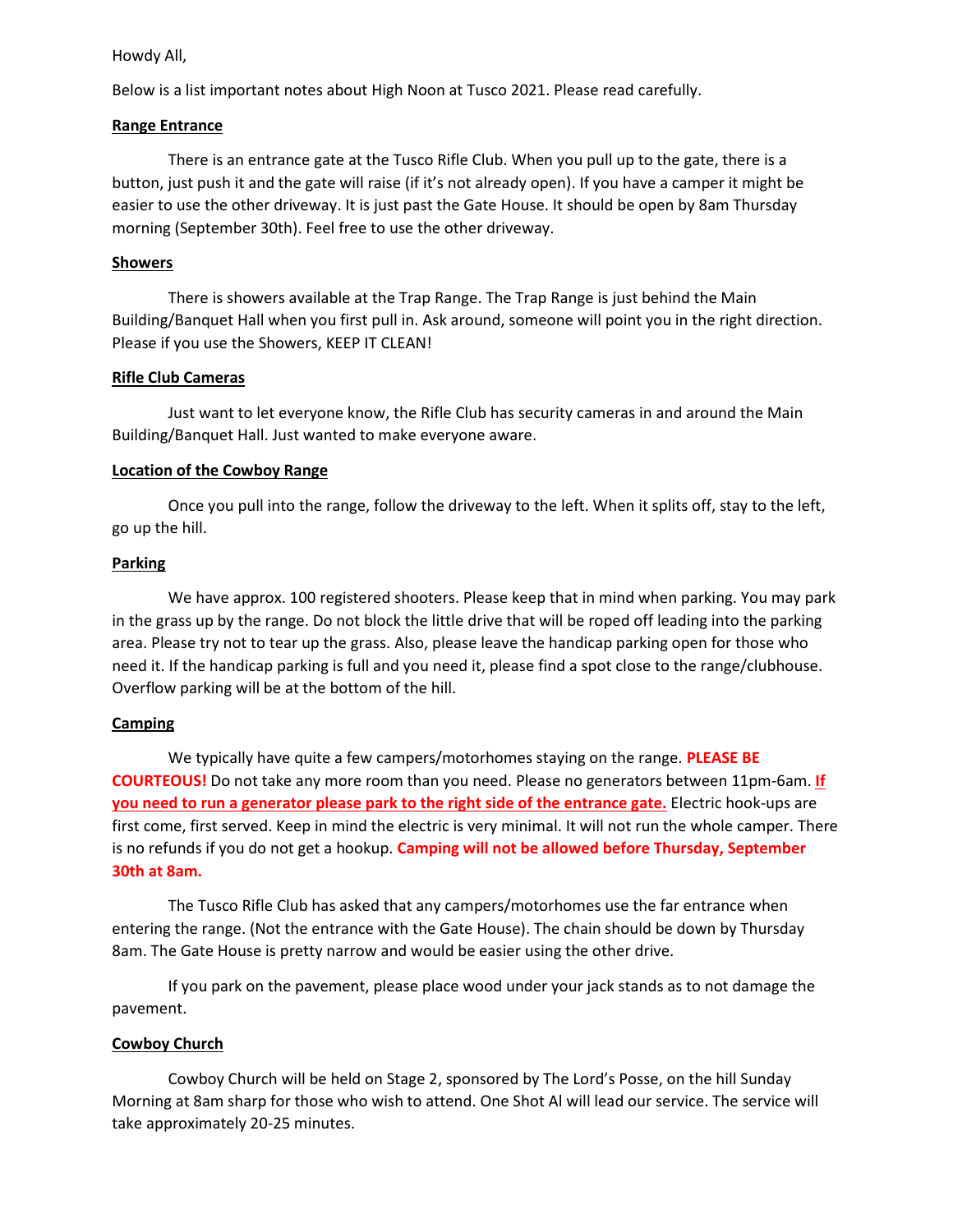Howdy All,

Below is a list important notes about High Noon at Tusco 2021. Please read carefully.

## Range Entrance

There is an entrance gate at the Tusco Rifle Club. When you pull up to the gate, there is a button, just push it and the gate will raise (if it's not already open). If you have a camper it might be easier to use the other driveway. It is just past the Gate House. It should be open by 8am Thursday morning (September 30th). Feel free to use the other driveway.

## Showers

There is showers available at the Trap Range. The Trap Range is just behind the Main Building/Banquet Hall when you first pull in. Ask around, someone will point you in the right direction. Please if you use the Showers, KEEP IT CLEAN!

## Rifle Club Cameras

Just want to let everyone know, the Rifle Club has security cameras in and around the Main Building/Banquet Hall. Just wanted to make everyone aware.

## Location of the Cowboy Range

Once you pull into the range, follow the driveway to the left. When it splits off, stay to the left, go up the hill.

## Parking

We have approx. 100 registered shooters. Please keep that in mind when parking. You may park in the grass up by the range. Do not block the little drive that will be roped off leading into the parking area. Please try not to tear up the grass. Also, please leave the handicap parking open for those who need it. If the handicap parking is full and you need it, please find a spot close to the range/clubhouse. Overflow parking will be at the bottom of the hill.

## Camping

We typically have quite a few campers/motorhomes staying on the range. **PLEASE BE COURTEOUS!** Do not take any more room than you need. Please no generators between 11pm-6am. **If you need to run a generator please park to the right side of the entrance gate.** Electric hook-ups are first come, first served. Keep in mind the electric is very minimal. It will not run the whole camper. There is no refunds if you do not get a hookup. **Camping will not be allowed before Thursday, September 30th at 8am.**

The Tusco Rifle Club has asked that any campers/motorhomes use the far entrance when entering the range. (Not the entrance with the Gate House). The chain should be down by Thursday 8am. The Gate House is pretty narrow and would be easier using the other drive.

If you park on the pavement, please place wood under your jack stands as to not damage the pavement.

## Cowboy Church

Cowboy Church will be held on Stage 2, sponsored by The Lord's Posse, on the hill Sunday Morning at 8am sharp for those who wish to attend. One Shot Al will lead our service. The service will take approximately 20-25 minutes.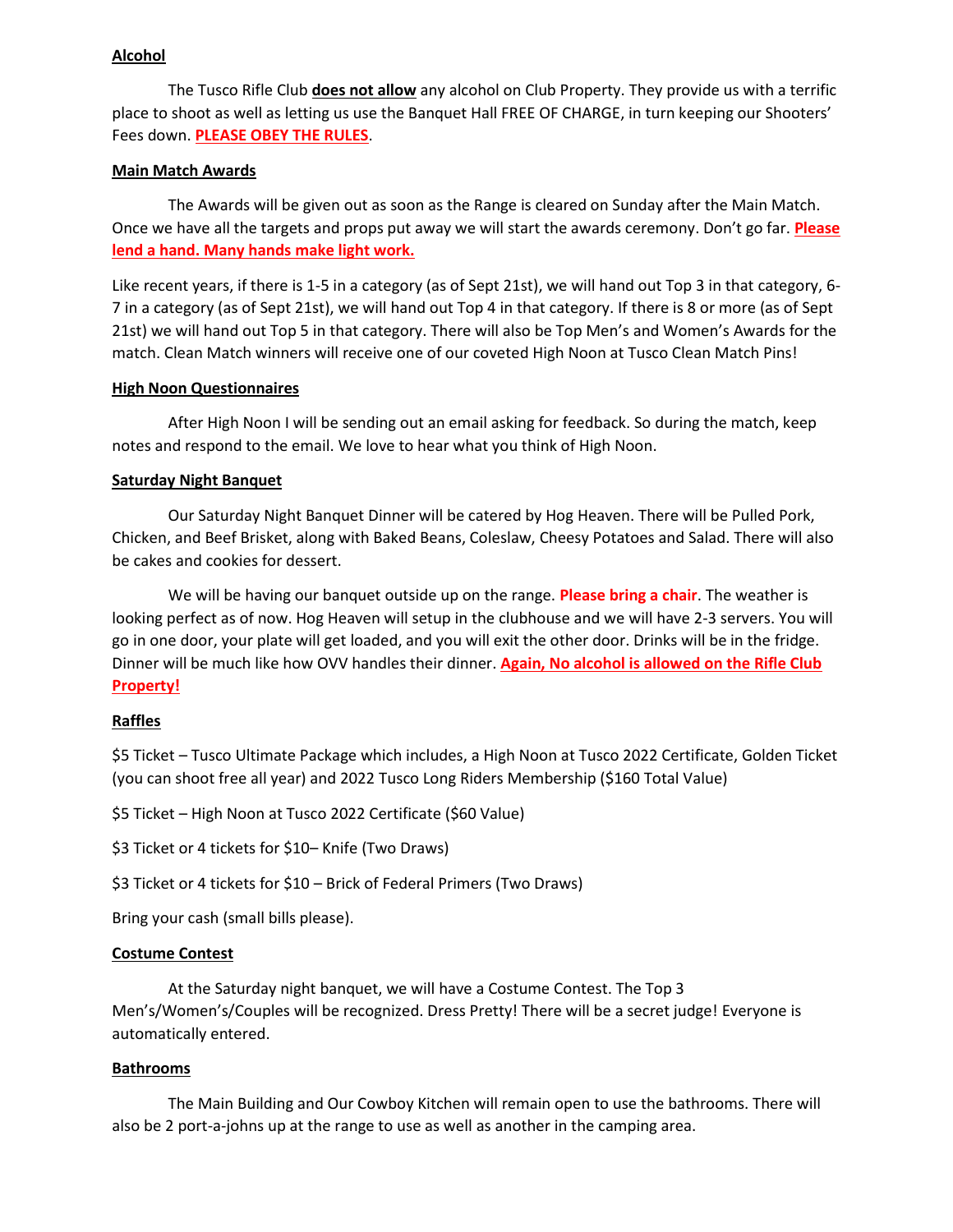**Alcohol**

The Tusco Rifle Club **does not allow** any alcohol on Club Property. They provide us with a terrific place to shoot as well as letting us use the Banquet Hall FREE OF CHARGE, in turn keeping our Shooters' Fees down. **PLEASE OBEY THE RULES**.

**Main Match Awards**

The Awards will be given out as soon as the Range is cleared on Sunday after the Main Match. Once we have all the targets and props put away we will start the awards ceremony. Don't go far. **Please lend a hand. Many hands make light work.**

Like recent years, if there is 1-5 in a category (as of Sept 21st), we will hand out Top 3 in that category, 6-7 in a category (as of Sept 21st), we will hand out Top 4 in that category. If there is 8 or more (as of Sept 21st) we will hand out Top 5 in that category. There will also be Top Men's and Women's Awards for the match. Clean Match winners will receive one of our coveted High Noon at Tusco Clean Match Pins!

**High Noon Questionnaires**

After High Noon I will be sending out an email asking for feedback. So during the match, keep notes and respond to the email. We love to hear what you think of High Noon.

**Saturday Night Banquet**

Our Saturday Night Banquet Dinner will be catered by Hog Heaven. There will be Pulled Pork, Chicken, and Beef Brisket, along with Baked Beans, Coleslaw, Cheesy Potatoes and Salad. There will also be cakes and cookies for dessert.

We will be having our banquet outside up on the range. **Please bring a chair**. The weather is looking perfect as of now. Hog Heaven will setup in the clubhouse and we will have 2-3 servers. You will go in one door, your plate will get loaded, and you will exit the other door. Drinks will be in the fridge. Dinner will be much like how OVV handles their dinner. **Again, No alcohol is allowed on the Rifle Club Property!**

**Raffles**

$5 Ticket – Tusco Ultimate Package which includes, a High Noon at Tusco 2022 Certificate, Golden Ticket (you can shoot free all year) and 2022 Tusco Long Riders Membership ($160 Total Value)

$5 Ticket – High Noon at Tusco 2022 Certificate ($60 Value)

$3 Ticket or 4 tickets for $10– Knife (Two Draws)

$3 Ticket or 4 tickets for $10 – Brick of Federal Primers (Two Draws)

Bring your cash (small bills please).

**Costume Contest**

At the Saturday night banquet, we will have a Costume Contest. The Top 3 Men's/Women's/Couples will be recognized. Dress Pretty! There will be a secret judge! Everyone is automatically entered.

**Bathrooms**

The Main Building and Our Cowboy Kitchen will remain open to use the bathrooms. There will also be 2 port-a-johns up at the range to use as well as another in the camping area.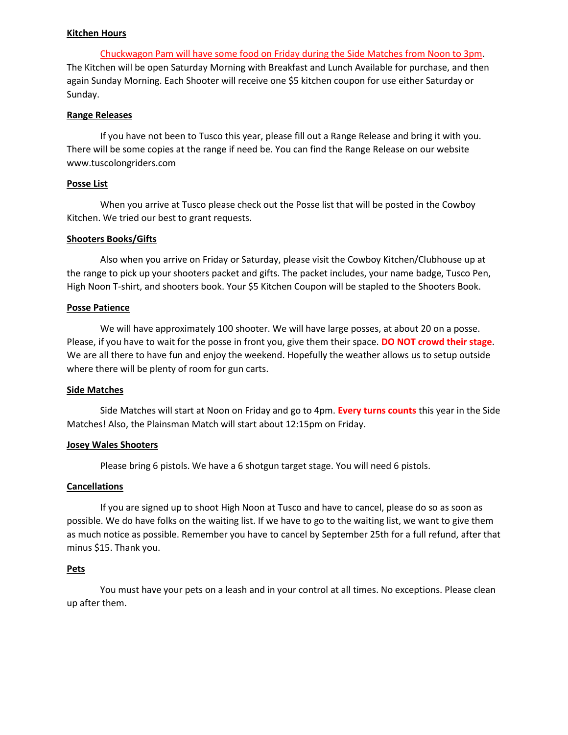**Kitchen Hours**

Chuckwagon Pam will have some food on Friday during the Side Matches from Noon to 3pm. The Kitchen will be open Saturday Morning with Breakfast and Lunch Available for purchase, and then again Sunday Morning. Each Shooter will receive one $5 kitchen coupon for use either Saturday or Sunday.

**Range Releases**

If you have not been to Tusco this year, please fill out a Range Release and bring it with you. There will be some copies at the range if need be. You can find the Range Release on our website www.tuscolongriders.com

**Posse List**

When you arrive at Tusco please check out the Posse list that will be posted in the Cowboy Kitchen. We tried our best to grant requests.

**Shooters Books/Gifts**

Also when you arrive on Friday or Saturday, please visit the Cowboy Kitchen/Clubhouse up at the range to pick up your shooters packet and gifts. The packet includes, your name badge, Tusco Pen, High Noon T-shirt, and shooters book. Your $5 Kitchen Coupon will be stapled to the Shooters Book.

**Posse Patience**

We will have approximately 100 shooter. We will have large posses, at about 20 on a posse. Please, if you have to wait for the posse in front you, give them their space. **DO NOT crowd their stage**. We are all there to have fun and enjoy the weekend. Hopefully the weather allows us to setup outside where there will be plenty of room for gun carts.

**Side Matches**

Side Matches will start at Noon on Friday and go to 4pm. **Every turns counts** this year in the Side Matches! Also, the Plainsman Match will start about 12:15pm on Friday.

**Josey Wales Shooters**

Please bring 6 pistols. We have a 6 shotgun target stage. You will need 6 pistols.

**Cancellations**

If you are signed up to shoot High Noon at Tusco and have to cancel, please do so as soon as possible. We do have folks on the waiting list. If we have to go to the waiting list, we want to give them as much notice as possible. Remember you have to cancel by September 25th for a full refund, after that minus $15. Thank you.

**Pets**

You must have your pets on a leash and in your control at all times. No exceptions. Please clean up after them.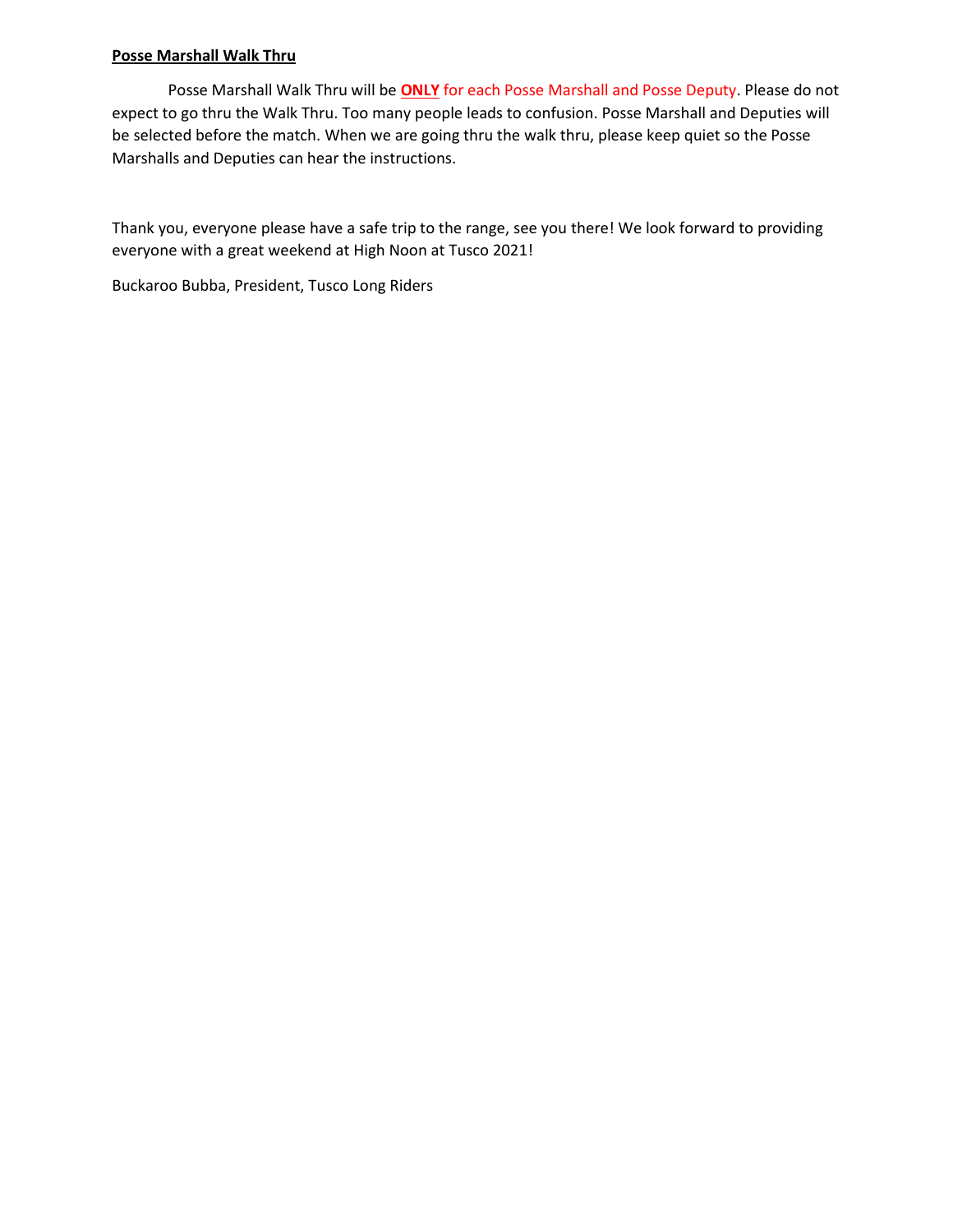**Posse Marshall Walk Thru**

Posse Marshall Walk Thru will be **ONLY** for each Posse Marshall and Posse Deputy. Please do not expect to go thru the Walk Thru. Too many people leads to confusion. Posse Marshall and Deputies will be selected before the match. When we are going thru the walk thru, please keep quiet so the Posse Marshalls and Deputies can hear the instructions.

Thank you, everyone please have a safe trip to the range, see you there! We look forward to providing everyone with a great weekend at High Noon at Tusco 2021!

Buckaroo Bubba, President, Tusco Long Riders